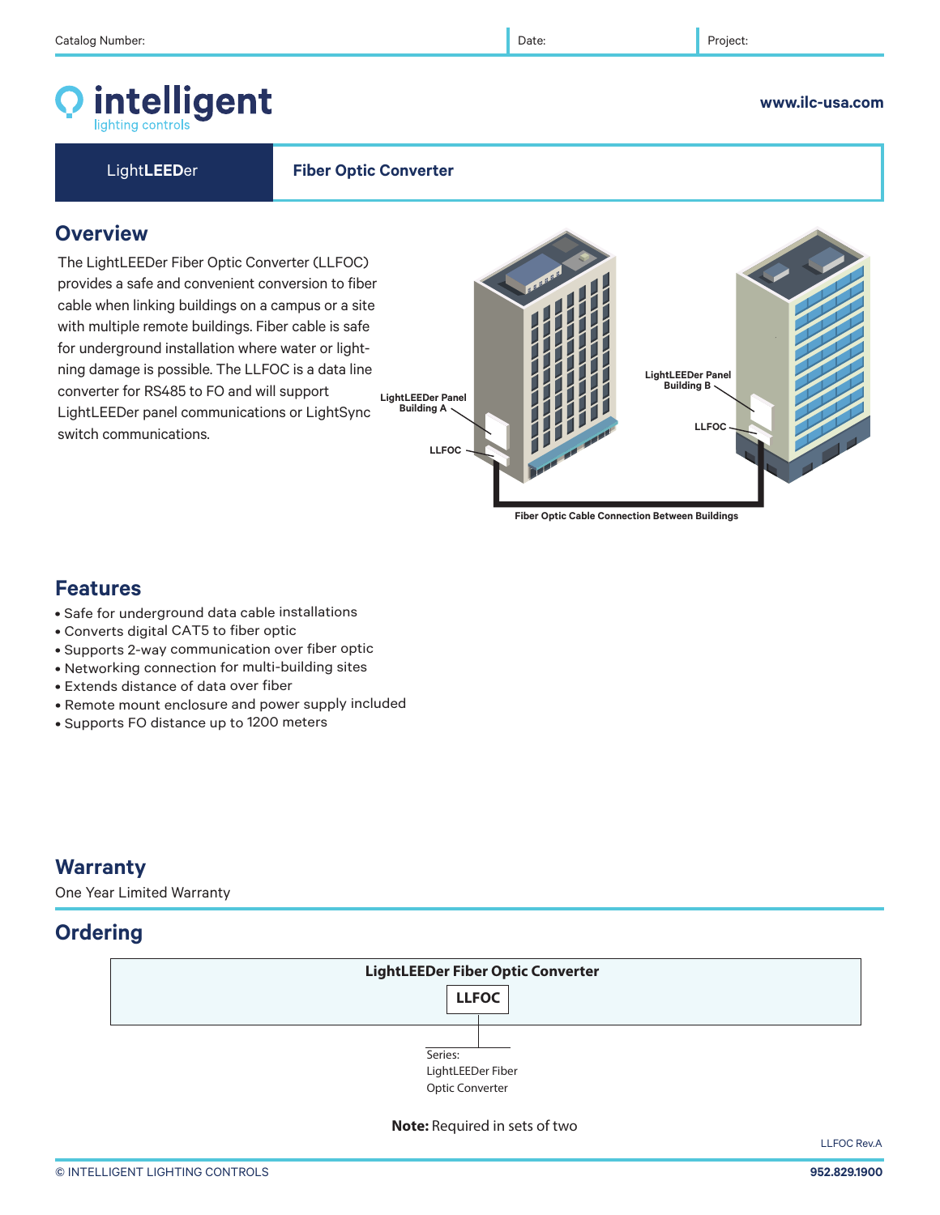Catalog Number: | Date: | Project:

# intelligent lighting controls

www.ilc-usa.com

**LightLEEDer** | **Fiber Optic Converter**

## Overview

The LightLEEDer Fiber Optic Converter (LLFOC) provides a safe and convenient conversion to fiber cable when linking buildings on a campus or a site with multiple remote buildings. Fiber cable is safe for underground installation where water or lightning damage is possible. The LLFOC is a data line converter for RS485 to FO and will support LightLEEDer panel communications or LightSync switch communications.

LightLEEDer Panel Building A

LLFOC

LightLEEDer Panel Building B

LLFOC

Fiber Optic Cable Connection Between Buildings

## Features

- Safe for underground data cable installations
- Converts digital CAT5 to fiber optic
- Supports 2-way communication over fiber optic
- Networking connection for multi-building sites
- Extends distance of data over fiber
- Remote mount enclosure and power supply included
- Supports FO distance up to 1200 meters

## Warranty

One Year Limited Warranty

## Ordering

**LightLEEDer Fiber Optic Converter**

**LLFOC**

Series:
LightLEEDer Fiber Optic Converter

**Note:** Required in sets of two

LLFOC Rev.A

© INTELLIGENT LIGHTING CONTROLS

952.829.1900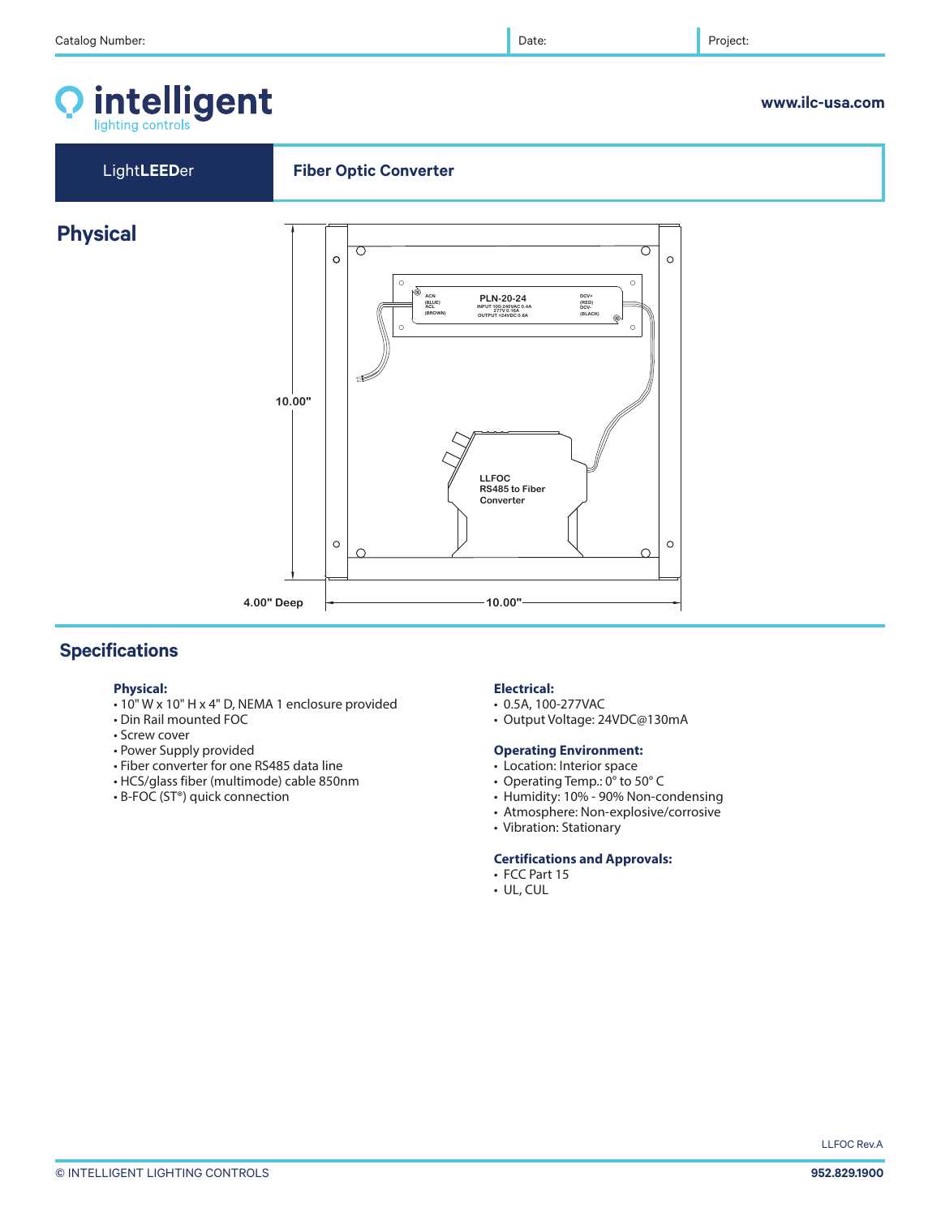Catalog Number: | Date: | Project:

**intelligent** lighting controls

**www.ilc-usa.com**

Light**LEED**er | **Fiber Optic Converter**

## Physical

10.00"

PLN-20-24

ACN (BLUE) ACL (BROWN)

INPUT 100-240VAC 0.4A 277V 0.18A OUTPUT +24VDC 0.8A

DCV+ (RED) DCV- (BLACK)

LLFOC
RS485 to Fiber
Converter

4.00" Deep

10.00"

## Specifications

### Physical:

- 10" W x 10" H x 4" D, NEMA 1 enclosure provided
- Din Rail mounted FOC
- Screw cover
- Power Supply provided
- Fiber converter for one RS485 data line
- HCS/glass fiber (multimode) cable 850nm
- B-FOC (ST®) quick connection

### Electrical:

- 0.5A, 100-277VAC
- Output Voltage: 24VDC@130mA

### Operating Environment:

- Location: Interior space
- Operating Temp.: 0° to 50° C
- Humidity: 10% - 90% Non-condensing
- Atmosphere: Non-explosive/corrosive
- Vibration: Stationary

### Certifications and Approvals:

- FCC Part 15
- UL, CUL

LLFOC Rev.A

© INTELLIGENT LIGHTING CONTROLS

952.829.1900